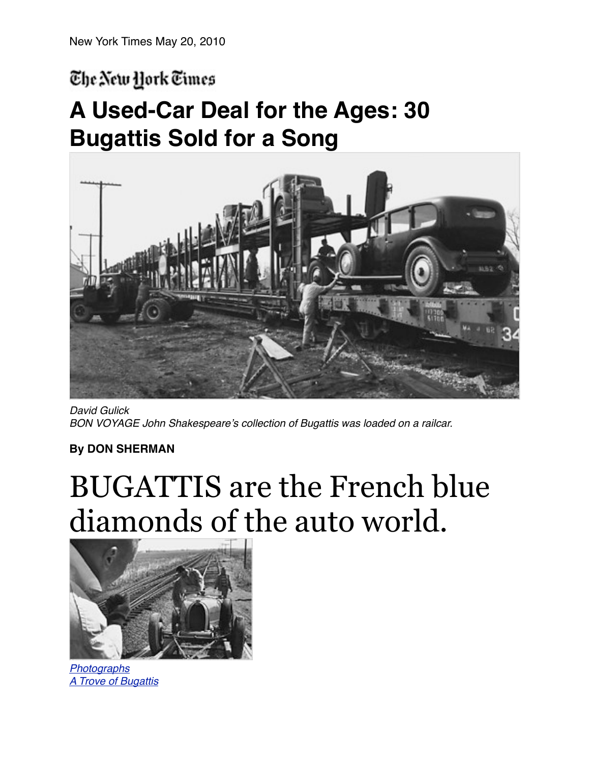New York Times May 20, 2010

The New York Times

# A Used-Car Deal for the Ages: 30 Bugattis Sold for a Song

*David Gulick*
*BON VOYAGE John Shakespeare's collection of Bugattis was loaded on a railcar.*

**By DON SHERMAN**

# BUGATTIS are the French blue diamonds of the auto world.

*Photographs*
*A Trove of Bugattis*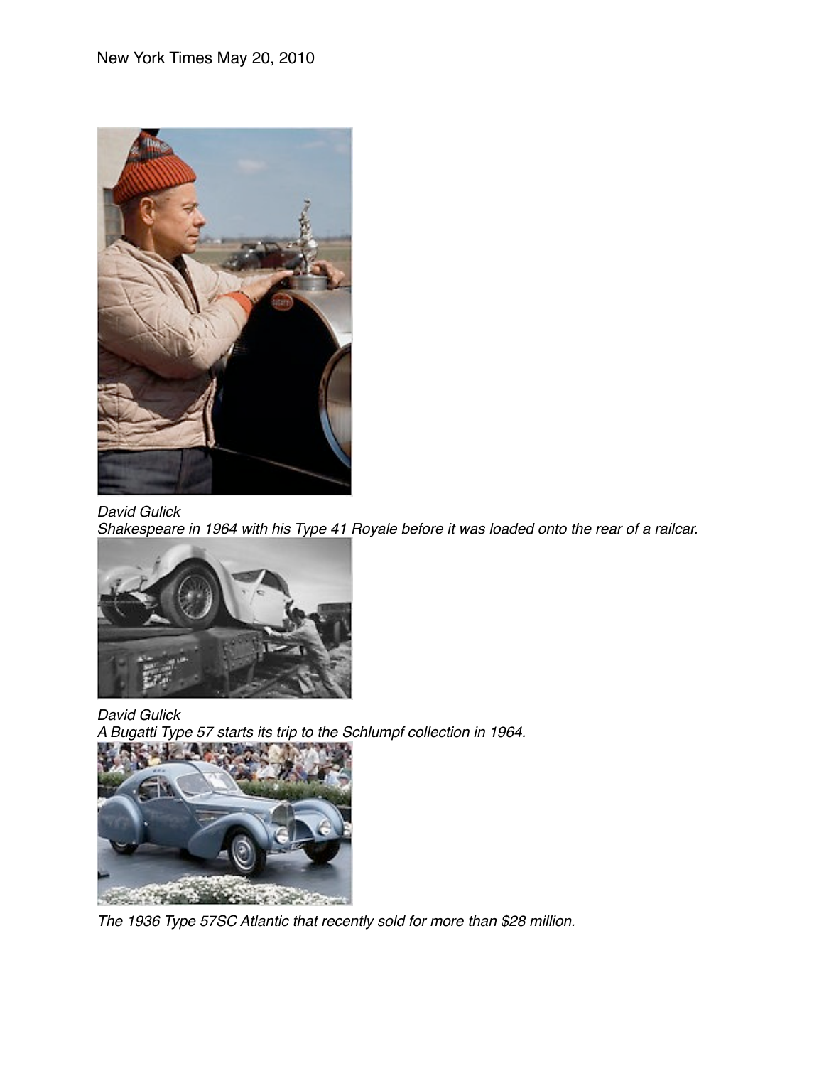New York Times May 20, 2010

*David Gulick*
*Shakespeare in 1964 with his Type 41 Royale before it was loaded onto the rear of a railcar.*

*David Gulick*
*A Bugatti Type 57 starts its trip to the Schlumpf collection in 1964.*

*The 1936 Type 57SC Atlantic that recently sold for more than $28 million.*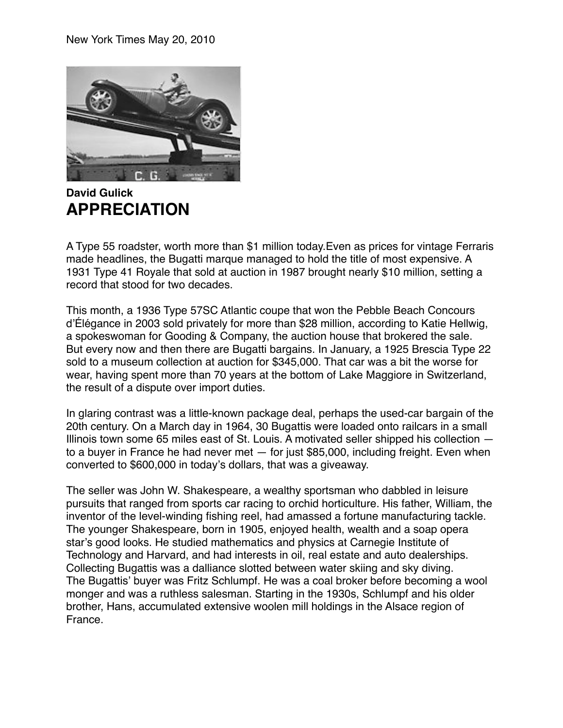New York Times May 20, 2010

**David Gulick**

# APPRECIATION

A Type 55 roadster, worth more than $1 million today.Even as prices for vintage Ferraris made headlines, the Bugatti marque managed to hold the title of most expensive. A 1931 Type 41 Royale that sold at auction in 1987 brought nearly $10 million, setting a record that stood for two decades.

This month, a 1936 Type 57SC Atlantic coupe that won the Pebble Beach Concours d'Élégance in 2003 sold privately for more than $28 million, according to Katie Hellwig, a spokeswoman for Gooding & Company, the auction house that brokered the sale. But every now and then there are Bugatti bargains. In January, a 1925 Brescia Type 22 sold to a museum collection at auction for $345,000. That car was a bit the worse for wear, having spent more than 70 years at the bottom of Lake Maggiore in Switzerland, the result of a dispute over import duties.

In glaring contrast was a little-known package deal, perhaps the used-car bargain of the 20th century. On a March day in 1964, 30 Bugattis were loaded onto railcars in a small Illinois town some 65 miles east of St. Louis. A motivated seller shipped his collection — to a buyer in France he had never met — for just $85,000, including freight. Even when converted to $600,000 in today's dollars, that was a giveaway.

The seller was John W. Shakespeare, a wealthy sportsman who dabbled in leisure pursuits that ranged from sports car racing to orchid horticulture. His father, William, the inventor of the level-winding fishing reel, had amassed a fortune manufacturing tackle. The younger Shakespeare, born in 1905, enjoyed health, wealth and a soap opera star's good looks. He studied mathematics and physics at Carnegie Institute of Technology and Harvard, and had interests in oil, real estate and auto dealerships. Collecting Bugattis was a dalliance slotted between water skiing and sky diving. The Bugattis' buyer was Fritz Schlumpf. He was a coal broker before becoming a wool monger and was a ruthless salesman. Starting in the 1930s, Schlumpf and his older brother, Hans, accumulated extensive woolen mill holdings in the Alsace region of France.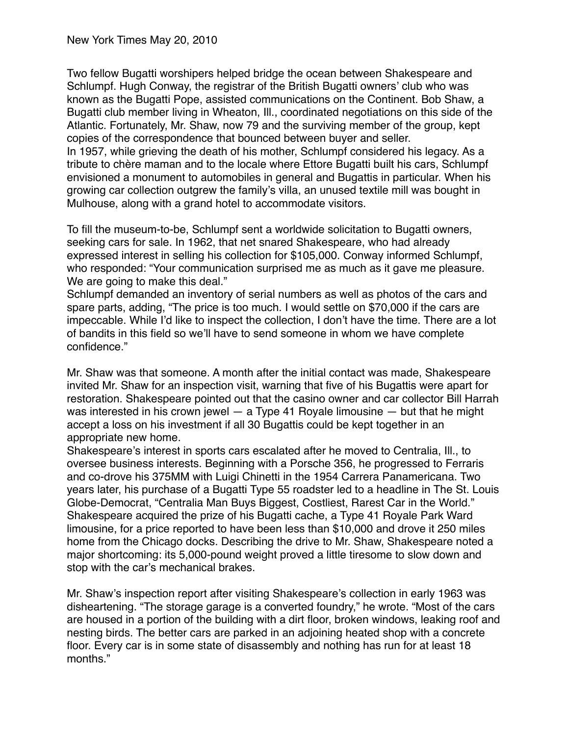New York Times May 20, 2010

Two fellow Bugatti worshipers helped bridge the ocean between Shakespeare and Schlumpf. Hugh Conway, the registrar of the British Bugatti owners' club who was known as the Bugatti Pope, assisted communications on the Continent. Bob Shaw, a Bugatti club member living in Wheaton, Ill., coordinated negotiations on this side of the Atlantic. Fortunately, Mr. Shaw, now 79 and the surviving member of the group, kept copies of the correspondence that bounced between buyer and seller.

In 1957, while grieving the death of his mother, Schlumpf considered his legacy. As a tribute to chère maman and to the locale where Ettore Bugatti built his cars, Schlumpf envisioned a monument to automobiles in general and Bugattis in particular. When his growing car collection outgrew the family's villa, an unused textile mill was bought in Mulhouse, along with a grand hotel to accommodate visitors.

To fill the museum-to-be, Schlumpf sent a worldwide solicitation to Bugatti owners, seeking cars for sale. In 1962, that net snared Shakespeare, who had already expressed interest in selling his collection for $105,000. Conway informed Schlumpf, who responded: "Your communication surprised me as much as it gave me pleasure. We are going to make this deal."

Schlumpf demanded an inventory of serial numbers as well as photos of the cars and spare parts, adding, "The price is too much. I would settle on $70,000 if the cars are impeccable. While I'd like to inspect the collection, I don't have the time. There are a lot of bandits in this field so we'll have to send someone in whom we have complete confidence."

Mr. Shaw was that someone. A month after the initial contact was made, Shakespeare invited Mr. Shaw for an inspection visit, warning that five of his Bugattis were apart for restoration. Shakespeare pointed out that the casino owner and car collector Bill Harrah was interested in his crown jewel — a Type 41 Royale limousine — but that he might accept a loss on his investment if all 30 Bugattis could be kept together in an appropriate new home.

Shakespeare's interest in sports cars escalated after he moved to Centralia, Ill., to oversee business interests. Beginning with a Porsche 356, he progressed to Ferraris and co-drove his 375MM with Luigi Chinetti in the 1954 Carrera Panamericana. Two years later, his purchase of a Bugatti Type 55 roadster led to a headline in The St. Louis Globe-Democrat, "Centralia Man Buys Biggest, Costliest, Rarest Car in the World." Shakespeare acquired the prize of his Bugatti cache, a Type 41 Royale Park Ward limousine, for a price reported to have been less than $10,000 and drove it 250 miles home from the Chicago docks. Describing the drive to Mr. Shaw, Shakespeare noted a major shortcoming: its 5,000-pound weight proved a little tiresome to slow down and stop with the car's mechanical brakes.

Mr. Shaw's inspection report after visiting Shakespeare's collection in early 1963 was disheartening. "The storage garage is a converted foundry," he wrote. "Most of the cars are housed in a portion of the building with a dirt floor, broken windows, leaking roof and nesting birds. The better cars are parked in an adjoining heated shop with a concrete floor. Every car is in some state of disassembly and nothing has run for at least 18 months."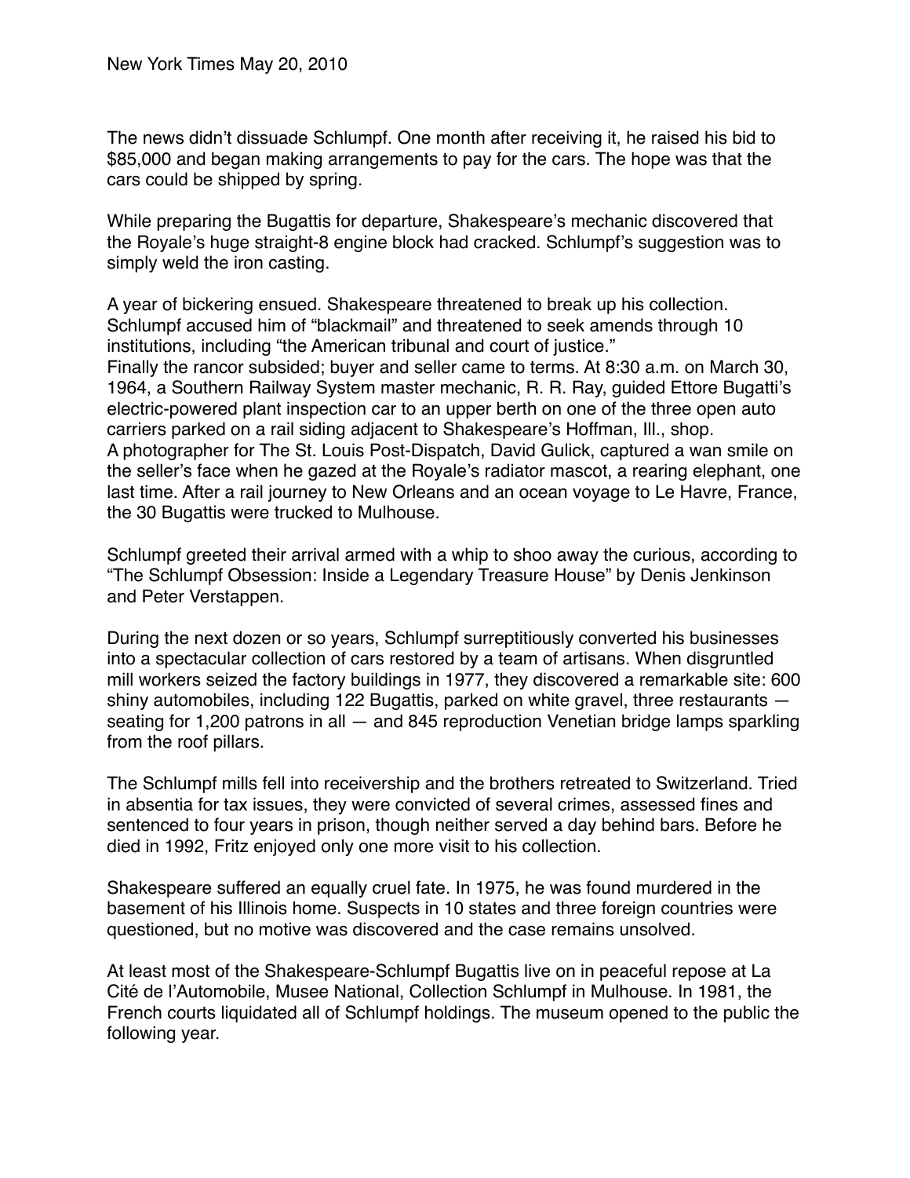The news didn't dissuade Schlumpf. One month after receiving it, he raised his bid to $85,000 and began making arrangements to pay for the cars. The hope was that the cars could be shipped by spring.

While preparing the Bugattis for departure, Shakespeare's mechanic discovered that the Royale's huge straight-8 engine block had cracked. Schlumpf's suggestion was to simply weld the iron casting.

A year of bickering ensued. Shakespeare threatened to break up his collection. Schlumpf accused him of "blackmail" and threatened to seek amends through 10 institutions, including "the American tribunal and court of justice."
Finally the rancor subsided; buyer and seller came to terms. At 8:30 a.m. on March 30, 1964, a Southern Railway System master mechanic, R. R. Ray, guided Ettore Bugatti's electric-powered plant inspection car to an upper berth on one of the three open auto carriers parked on a rail siding adjacent to Shakespeare's Hoffman, Ill., shop.
A photographer for The St. Louis Post-Dispatch, David Gulick, captured a wan smile on the seller's face when he gazed at the Royale's radiator mascot, a rearing elephant, one last time. After a rail journey to New Orleans and an ocean voyage to Le Havre, France, the 30 Bugattis were trucked to Mulhouse.

Schlumpf greeted their arrival armed with a whip to shoo away the curious, according to "The Schlumpf Obsession: Inside a Legendary Treasure House" by Denis Jenkinson and Peter Verstappen.

During the next dozen or so years, Schlumpf surreptitiously converted his businesses into a spectacular collection of cars restored by a team of artisans. When disgruntled mill workers seized the factory buildings in 1977, they discovered a remarkable site: 600 shiny automobiles, including 122 Bugattis, parked on white gravel, three restaurants — seating for 1,200 patrons in all — and 845 reproduction Venetian bridge lamps sparkling from the roof pillars.

The Schlumpf mills fell into receivership and the brothers retreated to Switzerland. Tried in absentia for tax issues, they were convicted of several crimes, assessed fines and sentenced to four years in prison, though neither served a day behind bars. Before he died in 1992, Fritz enjoyed only one more visit to his collection.

Shakespeare suffered an equally cruel fate. In 1975, he was found murdered in the basement of his Illinois home. Suspects in 10 states and three foreign countries were questioned, but no motive was discovered and the case remains unsolved.

At least most of the Shakespeare-Schlumpf Bugattis live on in peaceful repose at La Cité de l'Automobile, Musee National, Collection Schlumpf in Mulhouse. In 1981, the French courts liquidated all of Schlumpf holdings. The museum opened to the public the following year.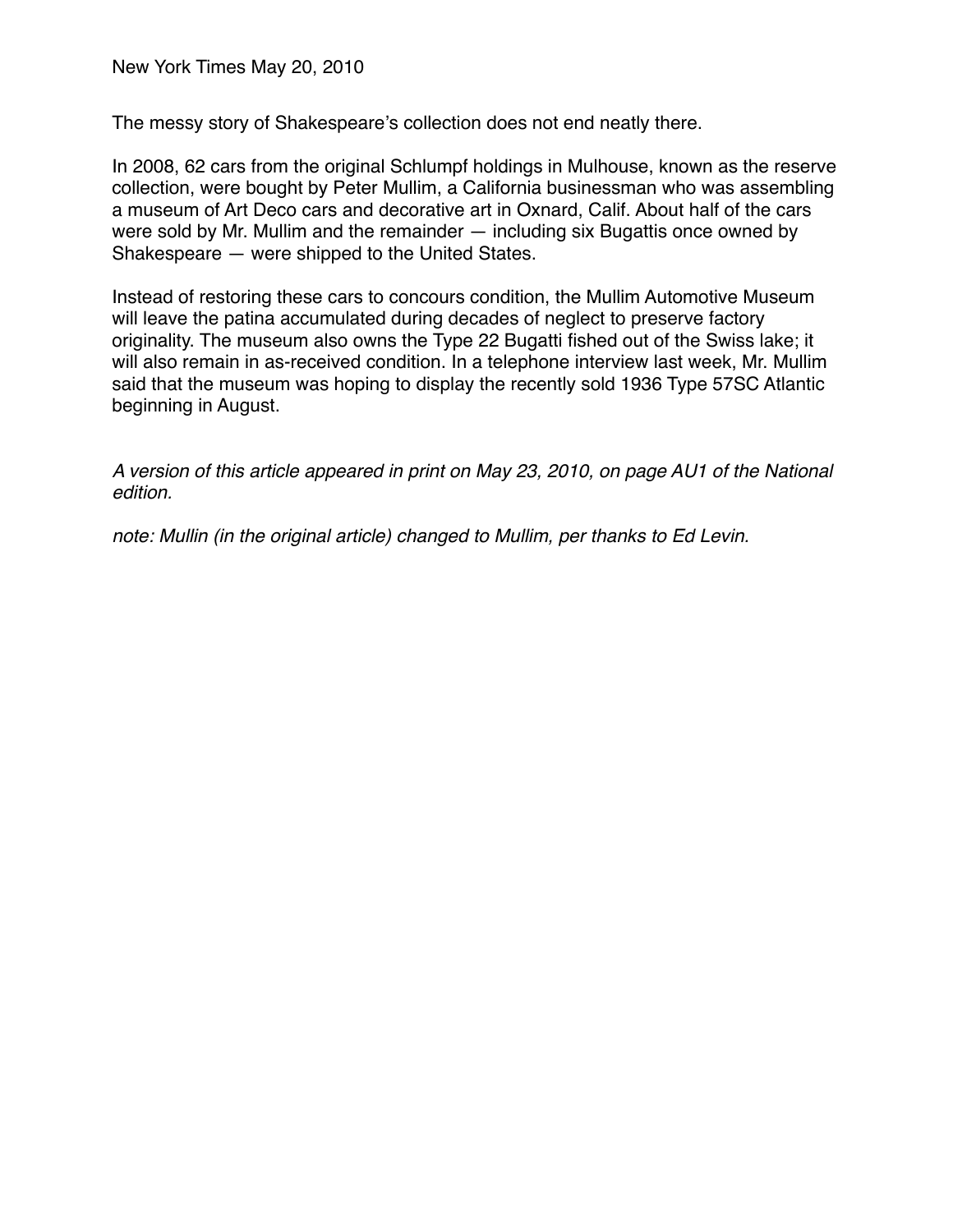The messy story of Shakespeare's collection does not end neatly there.

In 2008, 62 cars from the original Schlumpf holdings in Mulhouse, known as the reserve collection, were bought by Peter Mullim, a California businessman who was assembling a museum of Art Deco cars and decorative art in Oxnard, Calif. About half of the cars were sold by Mr. Mullim and the remainder — including six Bugattis once owned by Shakespeare — were shipped to the United States.

Instead of restoring these cars to concours condition, the Mullim Automotive Museum will leave the patina accumulated during decades of neglect to preserve factory originality. The museum also owns the Type 22 Bugatti fished out of the Swiss lake; it will also remain in as-received condition. In a telephone interview last week, Mr. Mullim said that the museum was hoping to display the recently sold 1936 Type 57SC Atlantic beginning in August.

*A version of this article appeared in print on May 23, 2010, on page AU1 of the National edition.*

*note: Mullin (in the original article) changed to Mullim, per thanks to Ed Levin.*